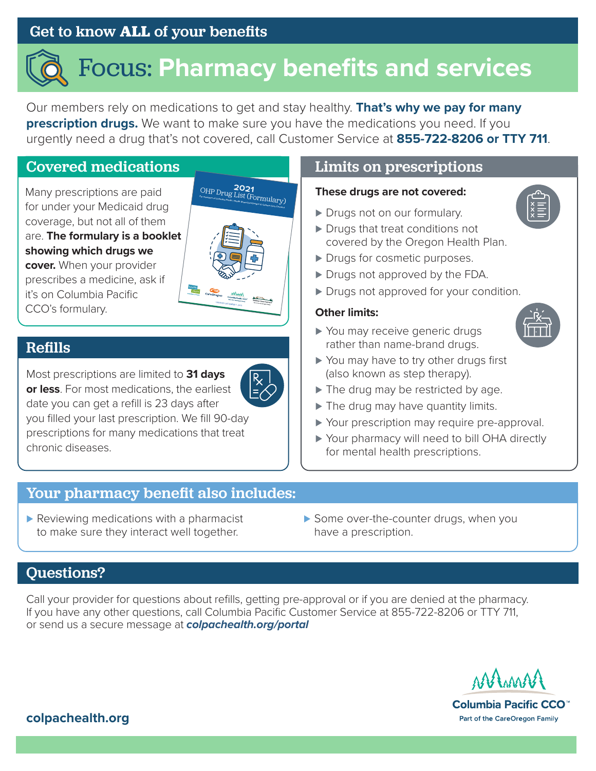Get to know **ALL** of your benefits

# Focus: Pharmacy benefits and services

Our members rely on medications to get and stay healthy. **That's why we pay for many prescription drugs.** We want to make sure you have the medications you need. If you urgently need a drug that's not covered, call Customer Service at **855-722-8206 or TTY 711**.

## Covered medications

Many prescriptions are paid for under your Medicaid drug coverage, but not all of them are. **The formulary is a booklet showing which drugs we cover.** When your provider prescribes a medicine, ask if it's on Columbia Pacific CCO's formulary.

## Refills

Most prescriptions are limited to **31 days or less**. For most medications, the earliest date you can get a refill is 23 days after you filled your last prescription. We fill 90-day prescriptions for many medications that treat chronic diseases.

## Limits on prescriptions

**These drugs are not covered:**

- Drugs not on our formulary.
- Drugs that treat conditions not covered by the Oregon Health Plan.
- Drugs for cosmetic purposes.
- Drugs not approved by the FDA.
- Drugs not approved for your condition.

**Other limits:**

- You may receive generic drugs rather than name-brand drugs.
- You may have to try other drugs first (also known as step therapy).
- The drug may be restricted by age.
- The drug may have quantity limits.
- Your prescription may require pre-approval.
- Your pharmacy will need to bill OHA directly for mental health prescriptions.

## Your pharmacy benefit also includes:

- Reviewing medications with a pharmacist to make sure they interact well together.
- Some over-the-counter drugs, when you have a prescription.

## Questions?

Call your provider for questions about refills, getting pre-approval or if you are denied at the pharmacy. If you have any other questions, call Columbia Pacific Customer Service at 855-722-8206 or TTY 711, or send us a secure message at ***colpachealth.org/portal***

**colpachealth.org**

Columbia Pacific CCO™
Part of the CareOregon Family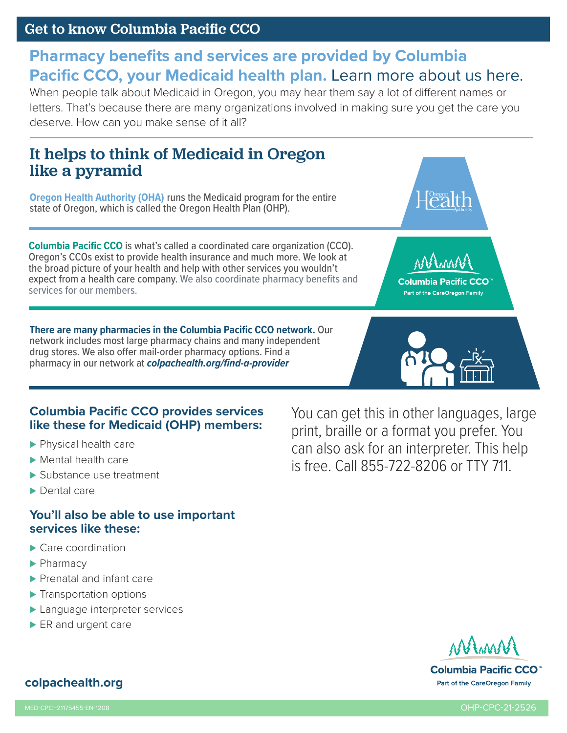## Get to know Columbia Pacific CCO

**Pharmacy benefits and services are provided by Columbia Pacific CCO, your Medicaid health plan.** Learn more about us here.

When people talk about Medicaid in Oregon, you may hear them say a lot of different names or letters. That's because there are many organizations involved in making sure you get the care you deserve. How can you make sense of it all?

## It helps to think of Medicaid in Oregon like a pyramid

**Oregon Health Authority (OHA)** runs the Medicaid program for the entire state of Oregon, which is called the Oregon Health Plan (OHP).

Oregon Health Authority

**Columbia Pacific CCO** is what's called a coordinated care organization (CCO). Oregon's CCOs exist to provide health insurance and much more. We look at the broad picture of your health and help with other services you wouldn't expect from a health care company. We also coordinate pharmacy benefits and services for our members.

Columbia Pacific CCO™
Part of the CareOregon Family

**There are many pharmacies in the Columbia Pacific CCO network.** Our network includes most large pharmacy chains and many independent drug stores. We also offer mail-order pharmacy options. Find a pharmacy in our network at ***colpachealth.org/find-a-provider***

### Columbia Pacific CCO provides services like these for Medicaid (OHP) members:

- Physical health care
- Mental health care
- Substance use treatment
- Dental care

### You'll also be able to use important services like these:

- Care coordination
- Pharmacy
- Prenatal and infant care
- Transportation options
- Language interpreter services
- ER and urgent care

You can get this in other languages, large print, braille or a format you prefer. You can also ask for an interpreter. This help is free. Call 855-722-8206 or TTY 711.

**colpachealth.org**

Columbia Pacific CCO™
Part of the CareOregon Family

MED-CPC--21175455-EN-1208

OHP-CPC-21-2526